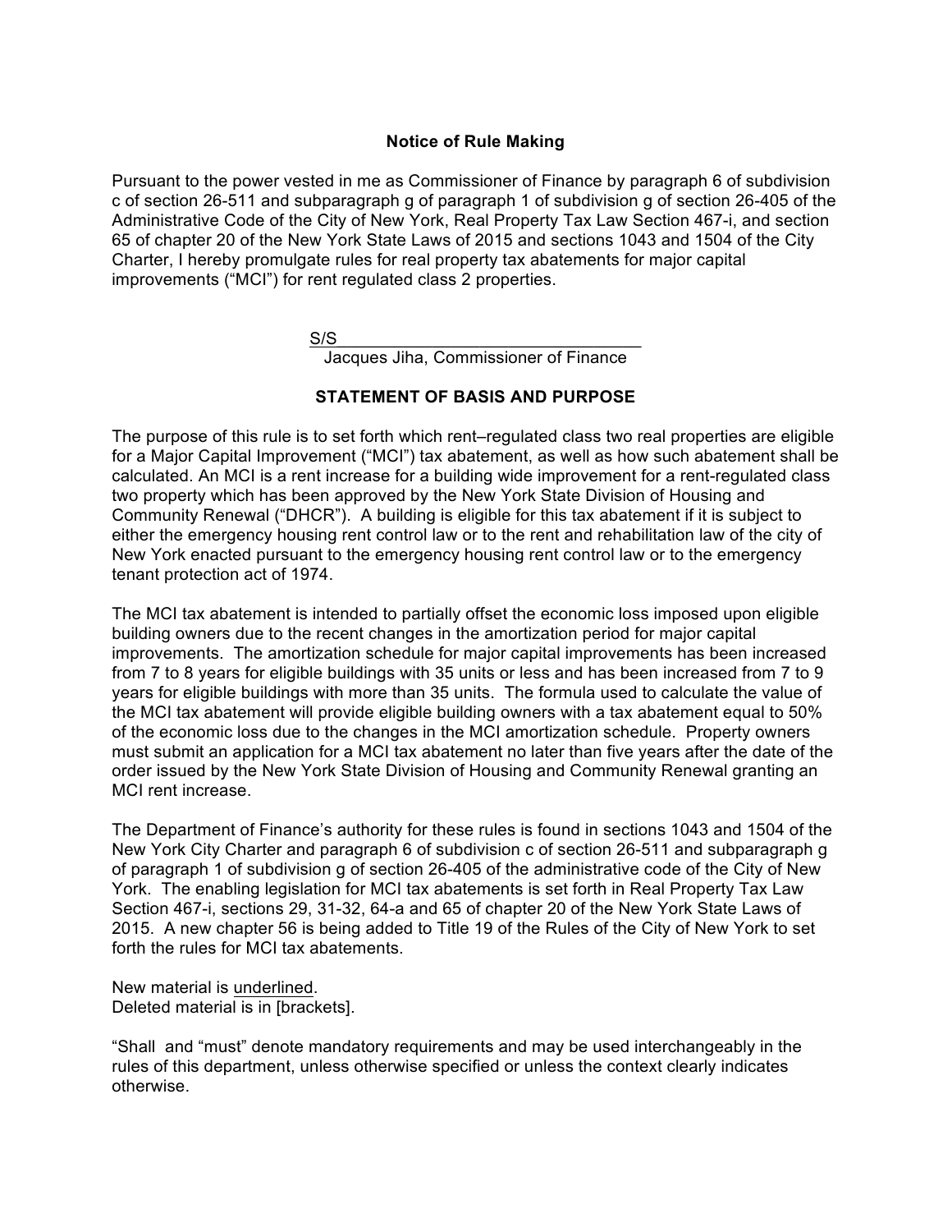**Notice of Rule Making**

Pursuant to the power vested in me as Commissioner of Finance by paragraph 6 of subdivision c of section 26-511 and subparagraph g of paragraph 1 of subdivision g of section 26-405 of the Administrative Code of the City of New York, Real Property Tax Law Section 467-i, and section 65 of chapter 20 of the New York State Laws of 2015 and sections 1043 and 1504 of the City Charter, I hereby promulgate rules for real property tax abatements for major capital improvements ("MCI") for rent regulated class 2 properties.

S/S________________________________
Jacques Jiha, Commissioner of Finance

**STATEMENT OF BASIS AND PURPOSE**

The purpose of this rule is to set forth which rent–regulated class two real properties are eligible for a Major Capital Improvement ("MCI") tax abatement, as well as how such abatement shall be calculated. An MCI is a rent increase for a building wide improvement for a rent-regulated class two property which has been approved by the New York State Division of Housing and Community Renewal ("DHCR"). A building is eligible for this tax abatement if it is subject to either the emergency housing rent control law or to the rent and rehabilitation law of the city of New York enacted pursuant to the emergency housing rent control law or to the emergency tenant protection act of 1974.

The MCI tax abatement is intended to partially offset the economic loss imposed upon eligible building owners due to the recent changes in the amortization period for major capital improvements. The amortization schedule for major capital improvements has been increased from 7 to 8 years for eligible buildings with 35 units or less and has been increased from 7 to 9 years for eligible buildings with more than 35 units. The formula used to calculate the value of the MCI tax abatement will provide eligible building owners with a tax abatement equal to 50% of the economic loss due to the changes in the MCI amortization schedule. Property owners must submit an application for a MCI tax abatement no later than five years after the date of the order issued by the New York State Division of Housing and Community Renewal granting an MCI rent increase.

The Department of Finance's authority for these rules is found in sections 1043 and 1504 of the New York City Charter and paragraph 6 of subdivision c of section 26-511 and subparagraph g of paragraph 1 of subdivision g of section 26-405 of the administrative code of the City of New York. The enabling legislation for MCI tax abatements is set forth in Real Property Tax Law Section 467-i, sections 29, 31-32, 64-a and 65 of chapter 20 of the New York State Laws of 2015. A new chapter 56 is being added to Title 19 of the Rules of the City of New York to set forth the rules for MCI tax abatements.

New material is <u>underlined</u>.
Deleted material is in [brackets].

"Shall and "must" denote mandatory requirements and may be used interchangeably in the rules of this department, unless otherwise specified or unless the context clearly indicates otherwise.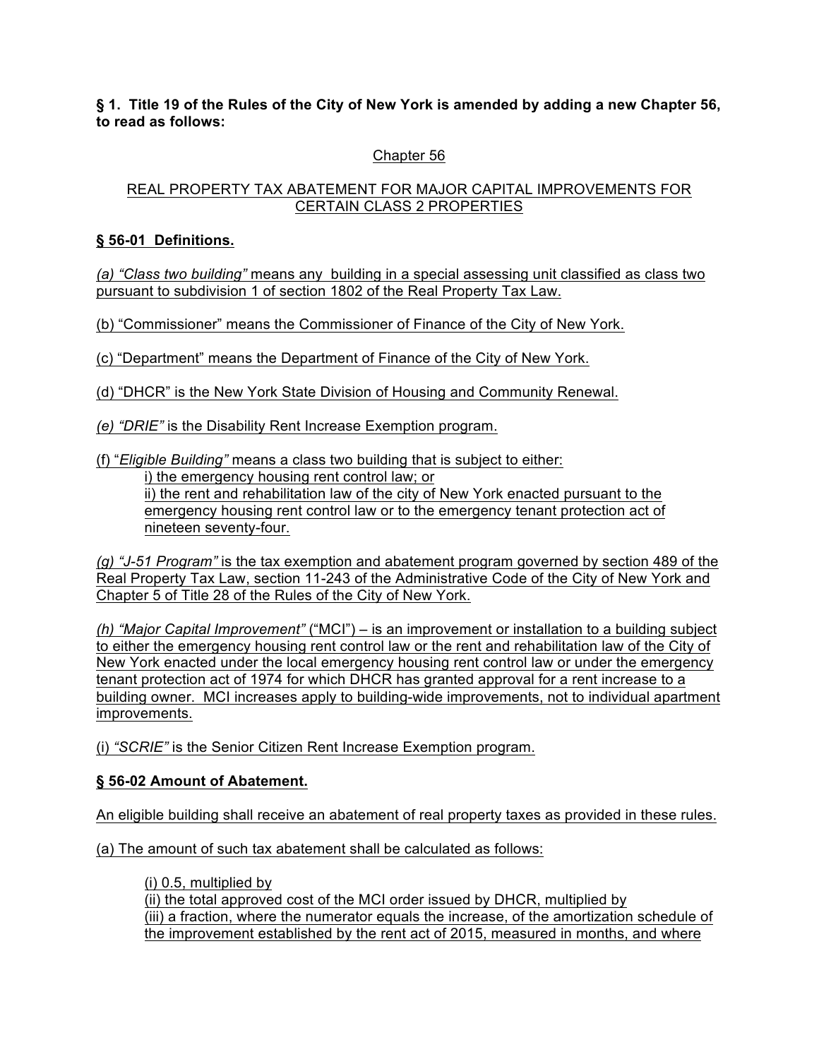**§ 1. Title 19 of the Rules of the City of New York is amended by adding a new Chapter 56, to read as follows:**

Chapter 56

REAL PROPERTY TAX ABATEMENT FOR MAJOR CAPITAL IMPROVEMENTS FOR CERTAIN CLASS 2 PROPERTIES

**§ 56-01 Definitions.**

*(a) "Class two building"* means any building in a special assessing unit classified as class two pursuant to subdivision 1 of section 1802 of the Real Property Tax Law.

(b) "Commissioner" means the Commissioner of Finance of the City of New York.

(c) "Department" means the Department of Finance of the City of New York.

(d) "DHCR" is the New York State Division of Housing and Community Renewal.

*(e) "DRIE"* is the Disability Rent Increase Exemption program.

(f) "*Eligible Building"* means a class two building that is subject to either:
  i) the emergency housing rent control law; or
  ii) the rent and rehabilitation law of the city of New York enacted pursuant to the emergency housing rent control law or to the emergency tenant protection act of nineteen seventy-four.

*(g) "J-51 Program"* is the tax exemption and abatement program governed by section 489 of the Real Property Tax Law, section 11-243 of the Administrative Code of the City of New York and Chapter 5 of Title 28 of the Rules of the City of New York.

*(h) "Major Capital Improvement"* ("MCI") – is an improvement or installation to a building subject to either the emergency housing rent control law or the rent and rehabilitation law of the City of New York enacted under the local emergency housing rent control law or under the emergency tenant protection act of 1974 for which DHCR has granted approval for a rent increase to a building owner. MCI increases apply to building-wide improvements, not to individual apartment improvements.

(i) *"SCRIE"* is the Senior Citizen Rent Increase Exemption program.

**§ 56-02 Amount of Abatement.**

An eligible building shall receive an abatement of real property taxes as provided in these rules.

(a) The amount of such tax abatement shall be calculated as follows:

  (i) 0.5, multiplied by
  (ii) the total approved cost of the MCI order issued by DHCR, multiplied by
  (iii) a fraction, where the numerator equals the increase, of the amortization schedule of the improvement established by the rent act of 2015, measured in months, and where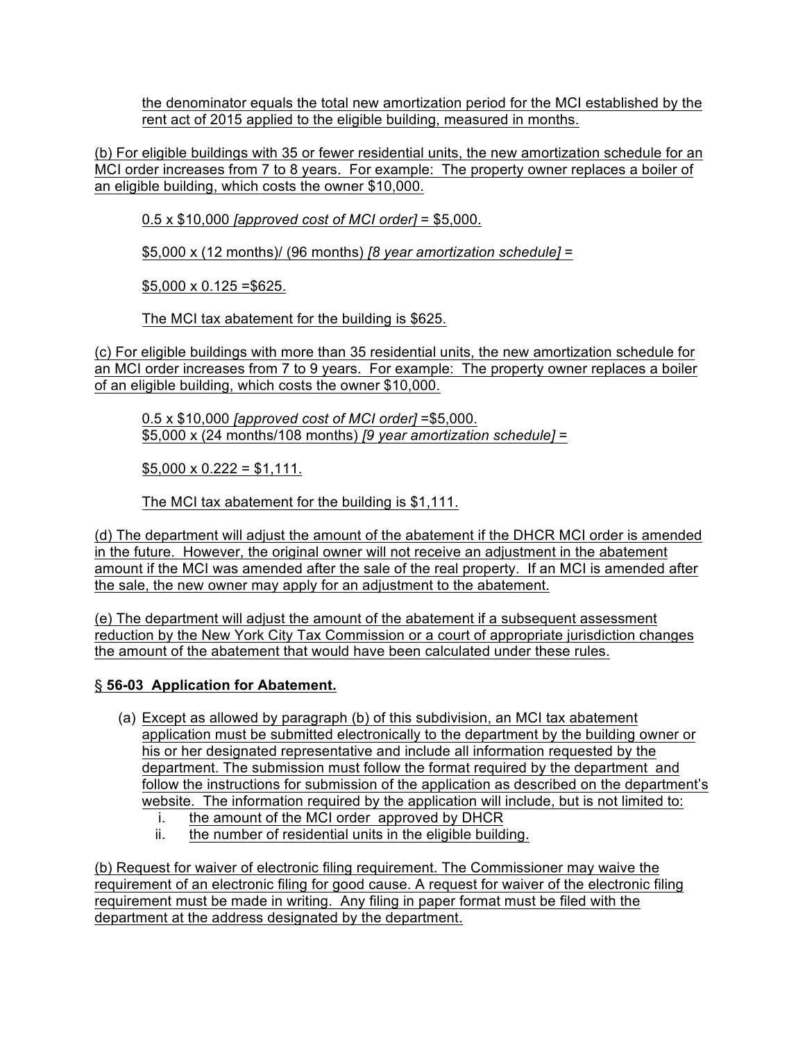the denominator equals the total new amortization period for the MCI established by the rent act of 2015 applied to the eligible building, measured in months.

(b) For eligible buildings with 35 or fewer residential units, the new amortization schedule for an MCI order increases from 7 to 8 years. For example: The property owner replaces a boiler of an eligible building, which costs the owner $10,000.

0.5 x $10,000 *[approved cost of MCI order]* = $5,000.

$5,000 x (12 months)/ (96 months) *[8 year amortization schedule]* =

$5,000 x 0.125 =$625.

The MCI tax abatement for the building is $625.

(c) For eligible buildings with more than 35 residential units, the new amortization schedule for an MCI order increases from 7 to 9 years. For example: The property owner replaces a boiler of an eligible building, which costs the owner $10,000.

0.5 x $10,000 *[approved cost of MCI order]* =$5,000.
$5,000 x (24 months/108 months) *[9 year amortization schedule]* =

$5,000 x 0.222 = $1,111.

The MCI tax abatement for the building is $1,111.

(d) The department will adjust the amount of the abatement if the DHCR MCI order is amended in the future. However, the original owner will not receive an adjustment in the abatement amount if the MCI was amended after the sale of the real property. If an MCI is amended after the sale, the new owner may apply for an adjustment to the abatement.

(e) The department will adjust the amount of the abatement if a subsequent assessment reduction by the New York City Tax Commission or a court of appropriate jurisdiction changes the amount of the abatement that would have been calculated under these rules.

### § 56-03 Application for Abatement.

(a) Except as allowed by paragraph (b) of this subdivision, an MCI tax abatement application must be submitted electronically to the department by the building owner or his or her designated representative and include all information requested by the department. The submission must follow the format required by the department and follow the instructions for submission of the application as described on the department's website. The information required by the application will include, but is not limited to:
   i. the amount of the MCI order approved by DHCR
   ii. the number of residential units in the eligible building.

(b) Request for waiver of electronic filing requirement. The Commissioner may waive the requirement of an electronic filing for good cause. A request for waiver of the electronic filing requirement must be made in writing. Any filing in paper format must be filed with the department at the address designated by the department.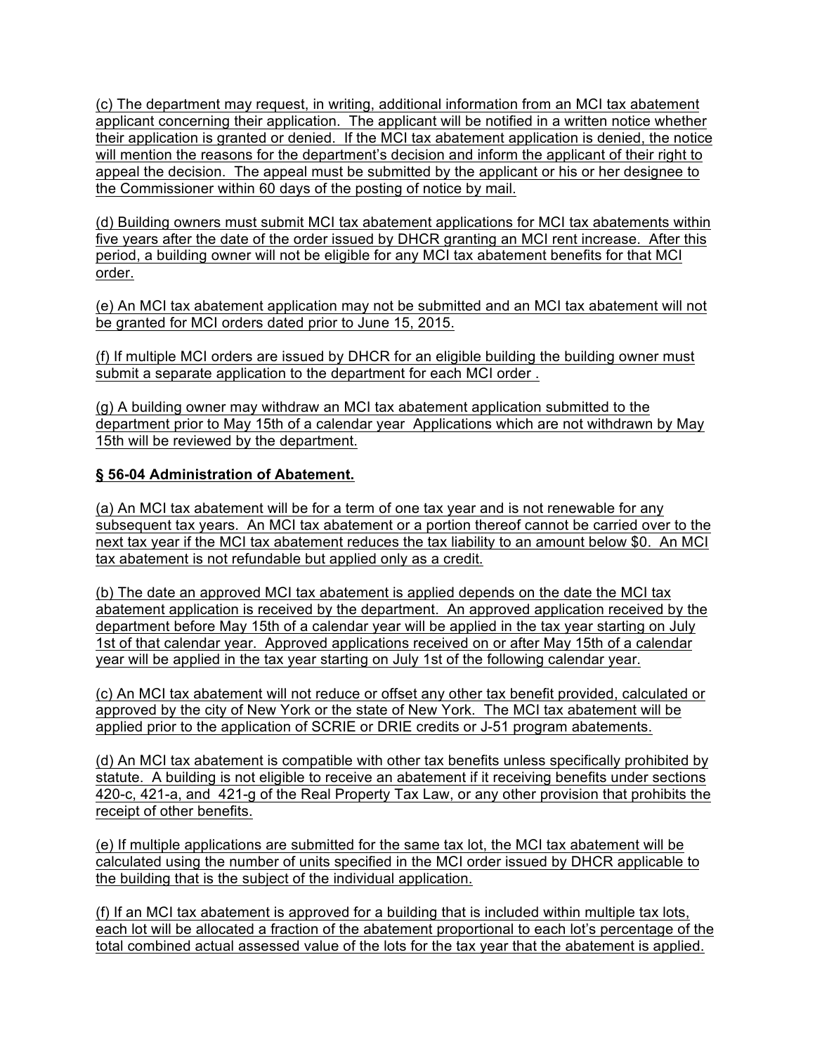(c) The department may request, in writing, additional information from an MCI tax abatement applicant concerning their application. The applicant will be notified in a written notice whether their application is granted or denied. If the MCI tax abatement application is denied, the notice will mention the reasons for the department's decision and inform the applicant of their right to appeal the decision. The appeal must be submitted by the applicant or his or her designee to the Commissioner within 60 days of the posting of notice by mail.

(d) Building owners must submit MCI tax abatement applications for MCI tax abatements within five years after the date of the order issued by DHCR granting an MCI rent increase. After this period, a building owner will not be eligible for any MCI tax abatement benefits for that MCI order.

(e) An MCI tax abatement application may not be submitted and an MCI tax abatement will not be granted for MCI orders dated prior to June 15, 2015.

(f) If multiple MCI orders are issued by DHCR for an eligible building the building owner must submit a separate application to the department for each MCI order .

(g) A building owner may withdraw an MCI tax abatement application submitted to the department prior to May 15th of a calendar year Applications which are not withdrawn by May 15th will be reviewed by the department.

**§ 56-04 Administration of Abatement.**

(a) An MCI tax abatement will be for a term of one tax year and is not renewable for any subsequent tax years. An MCI tax abatement or a portion thereof cannot be carried over to the next tax year if the MCI tax abatement reduces the tax liability to an amount below $0. An MCI tax abatement is not refundable but applied only as a credit.

(b) The date an approved MCI tax abatement is applied depends on the date the MCI tax abatement application is received by the department. An approved application received by the department before May 15th of a calendar year will be applied in the tax year starting on July 1st of that calendar year. Approved applications received on or after May 15th of a calendar year will be applied in the tax year starting on July 1st of the following calendar year.

(c) An MCI tax abatement will not reduce or offset any other tax benefit provided, calculated or approved by the city of New York or the state of New York. The MCI tax abatement will be applied prior to the application of SCRIE or DRIE credits or J-51 program abatements.

(d) An MCI tax abatement is compatible with other tax benefits unless specifically prohibited by statute. A building is not eligible to receive an abatement if it receiving benefits under sections 420-c, 421-a, and 421-g of the Real Property Tax Law, or any other provision that prohibits the receipt of other benefits.

(e) If multiple applications are submitted for the same tax lot, the MCI tax abatement will be calculated using the number of units specified in the MCI order issued by DHCR applicable to the building that is the subject of the individual application.

(f) If an MCI tax abatement is approved for a building that is included within multiple tax lots, each lot will be allocated a fraction of the abatement proportional to each lot's percentage of the total combined actual assessed value of the lots for the tax year that the abatement is applied.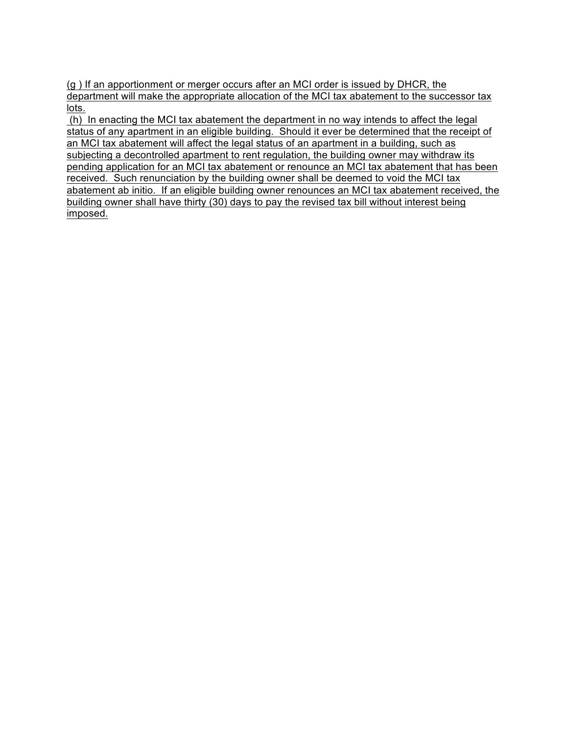(g ) If an apportionment or merger occurs after an MCI order is issued by DHCR, the department will make the appropriate allocation of the MCI tax abatement to the successor tax lots.

(h) In enacting the MCI tax abatement the department in no way intends to affect the legal status of any apartment in an eligible building. Should it ever be determined that the receipt of an MCI tax abatement will affect the legal status of an apartment in a building, such as subjecting a decontrolled apartment to rent regulation, the building owner may withdraw its pending application for an MCI tax abatement or renounce an MCI tax abatement that has been received. Such renunciation by the building owner shall be deemed to void the MCI tax abatement ab initio. If an eligible building owner renounces an MCI tax abatement received, the building owner shall have thirty (30) days to pay the revised tax bill without interest being imposed.